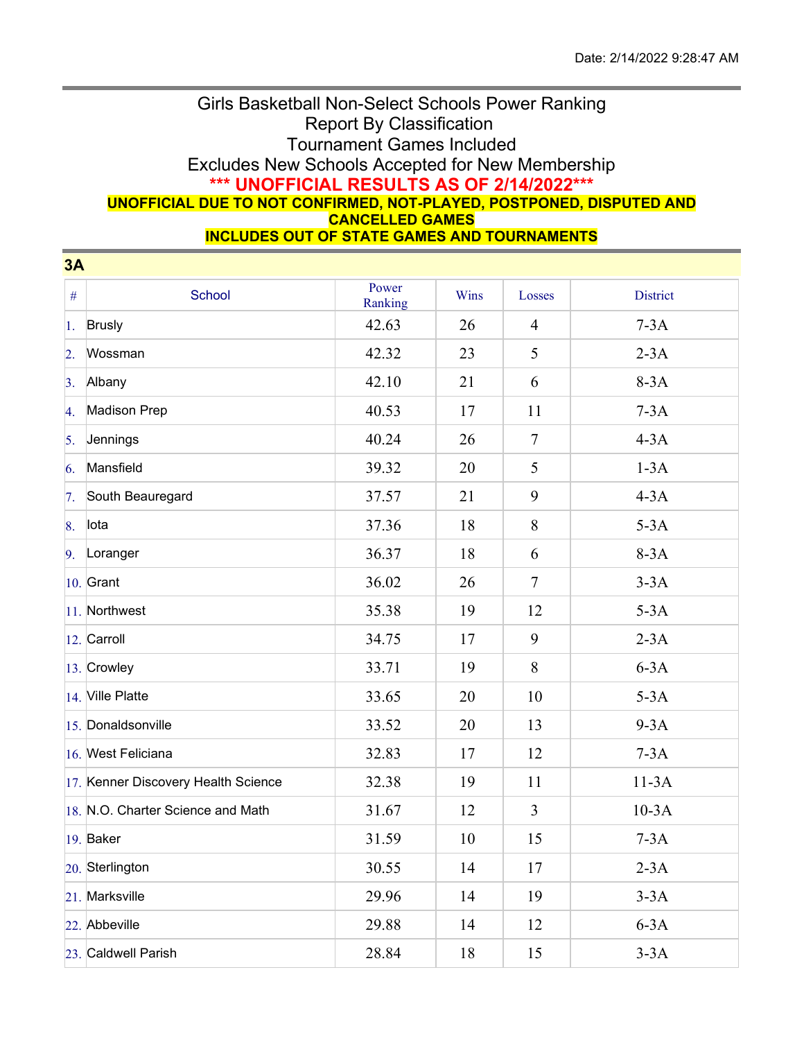Date: 2/14/2022 9:28:47 AM

# Girls Basketball Non-Select Schools Power Ranking
## Report By Classification
## Tournament Games Included
## Excludes New Schools Accepted for New Membership

**\*\*\* UNOFFICIAL RESULTS AS OF 2/14/2022\*\*\***

**UNOFFICIAL DUE TO NOT CONFIRMED, NOT-PLAYED, POSTPONED, DISPUTED AND CANCELLED GAMES**

**INCLUDES OUT OF STATE GAMES AND TOURNAMENTS**

### 3A

| # | School | Power Ranking | Wins | Losses | District |
|---|---|---|---|---|---|
| 1. | Brusly | 42.63 | 26 | 4 | 7-3A |
| 2. | Wossman | 42.32 | 23 | 5 | 2-3A |
| 3. | Albany | 42.10 | 21 | 6 | 8-3A |
| 4. | Madison Prep | 40.53 | 17 | 11 | 7-3A |
| 5. | Jennings | 40.24 | 26 | 7 | 4-3A |
| 6. | Mansfield | 39.32 | 20 | 5 | 1-3A |
| 7. | South Beauregard | 37.57 | 21 | 9 | 4-3A |
| 8. | Iota | 37.36 | 18 | 8 | 5-3A |
| 9. | Loranger | 36.37 | 18 | 6 | 8-3A |
| 10. | Grant | 36.02 | 26 | 7 | 3-3A |
| 11. | Northwest | 35.38 | 19 | 12 | 5-3A |
| 12. | Carroll | 34.75 | 17 | 9 | 2-3A |
| 13. | Crowley | 33.71 | 19 | 8 | 6-3A |
| 14. | Ville Platte | 33.65 | 20 | 10 | 5-3A |
| 15. | Donaldsonville | 33.52 | 20 | 13 | 9-3A |
| 16. | West Feliciana | 32.83 | 17 | 12 | 7-3A |
| 17. | Kenner Discovery Health Science | 32.38 | 19 | 11 | 11-3A |
| 18. | N.O. Charter Science and Math | 31.67 | 12 | 3 | 10-3A |
| 19. | Baker | 31.59 | 10 | 15 | 7-3A |
| 20. | Sterlington | 30.55 | 14 | 17 | 2-3A |
| 21. | Marksville | 29.96 | 14 | 19 | 3-3A |
| 22. | Abbeville | 29.88 | 14 | 12 | 6-3A |
| 23. | Caldwell Parish | 28.84 | 18 | 15 | 3-3A |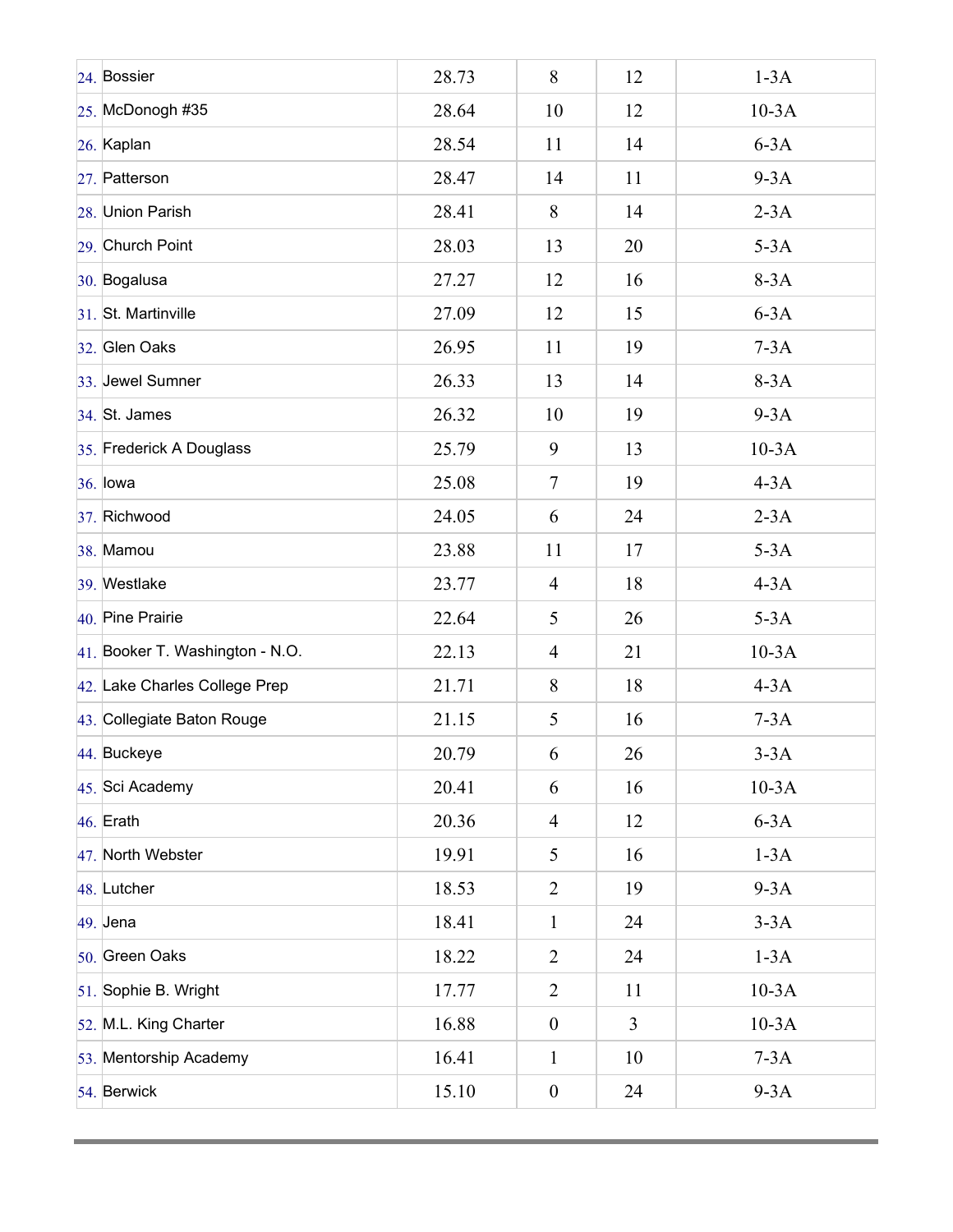| | | | | |
|---|---|---|---|---|
| 24. Bossier | 28.73 | 8 | 12 | 1-3A |
| 25. McDonogh #35 | 28.64 | 10 | 12 | 10-3A |
| 26. Kaplan | 28.54 | 11 | 14 | 6-3A |
| 27. Patterson | 28.47 | 14 | 11 | 9-3A |
| 28. Union Parish | 28.41 | 8 | 14 | 2-3A |
| 29. Church Point | 28.03 | 13 | 20 | 5-3A |
| 30. Bogalusa | 27.27 | 12 | 16 | 8-3A |
| 31. St. Martinville | 27.09 | 12 | 15 | 6-3A |
| 32. Glen Oaks | 26.95 | 11 | 19 | 7-3A |
| 33. Jewel Sumner | 26.33 | 13 | 14 | 8-3A |
| 34. St. James | 26.32 | 10 | 19 | 9-3A |
| 35. Frederick A Douglass | 25.79 | 9 | 13 | 10-3A |
| 36. Iowa | 25.08 | 7 | 19 | 4-3A |
| 37. Richwood | 24.05 | 6 | 24 | 2-3A |
| 38. Mamou | 23.88 | 11 | 17 | 5-3A |
| 39. Westlake | 23.77 | 4 | 18 | 4-3A |
| 40. Pine Prairie | 22.64 | 5 | 26 | 5-3A |
| 41. Booker T. Washington - N.O. | 22.13 | 4 | 21 | 10-3A |
| 42. Lake Charles College Prep | 21.71 | 8 | 18 | 4-3A |
| 43. Collegiate Baton Rouge | 21.15 | 5 | 16 | 7-3A |
| 44. Buckeye | 20.79 | 6 | 26 | 3-3A |
| 45. Sci Academy | 20.41 | 6 | 16 | 10-3A |
| 46. Erath | 20.36 | 4 | 12 | 6-3A |
| 47. North Webster | 19.91 | 5 | 16 | 1-3A |
| 48. Lutcher | 18.53 | 2 | 19 | 9-3A |
| 49. Jena | 18.41 | 1 | 24 | 3-3A |
| 50. Green Oaks | 18.22 | 2 | 24 | 1-3A |
| 51. Sophie B. Wright | 17.77 | 2 | 11 | 10-3A |
| 52. M.L. King Charter | 16.88 | 0 | 3 | 10-3A |
| 53. Mentorship Academy | 16.41 | 1 | 10 | 7-3A |
| 54. Berwick | 15.10 | 0 | 24 | 9-3A |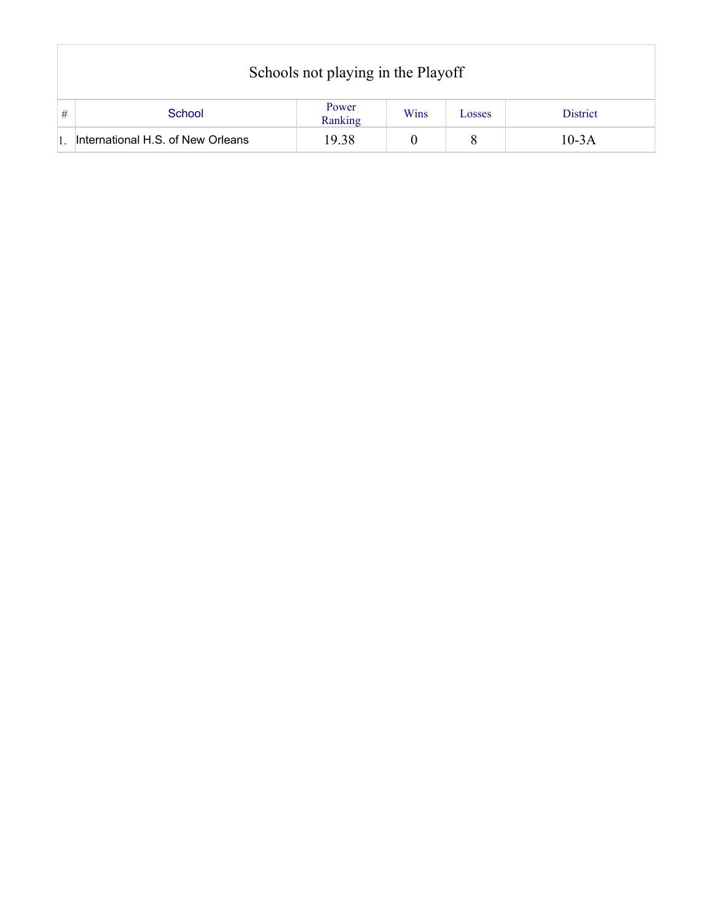## Schools not playing in the Playoff

| # | School | Power Ranking | Wins | Losses | District |
|---|---|---|---|---|---|
| 1. | International H.S. of New Orleans | 19.38 | 0 | 8 | 10-3A |